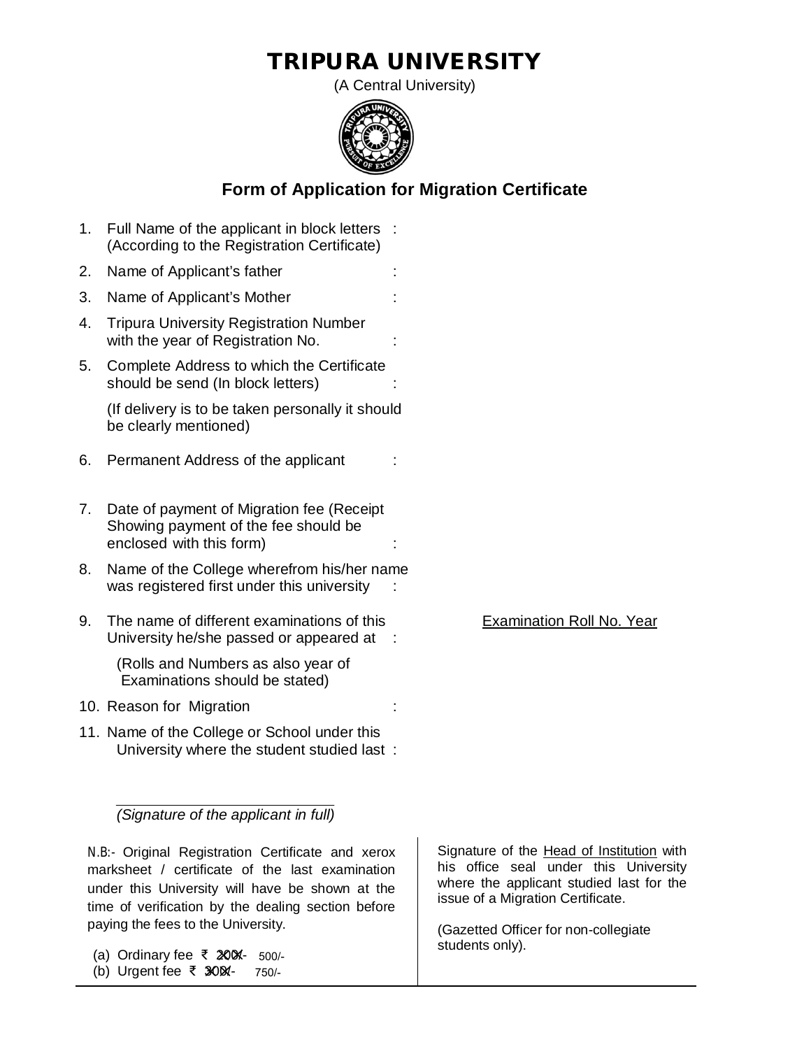# TRIPURA UNIVERSITY

(A Central University)

## Form of Application for Migration Certificate

1. Full Name of the applicant in block letters (According to the Registration Certificate) :
2. Name of Applicant's father :
3. Name of Applicant's Mother :
4. Tripura University Registration Number with the year of Registration No. :
5. Complete Address to which the Certificate should be send (In block letters) :

   (If delivery is to be taken personally it should be clearly mentioned)
6. Permanent Address of the applicant :
7. Date of payment of Migration fee (Receipt Showing payment of the fee should be enclosed with this form) :
8. Name of the College wherefrom his/her name was registered first under this university :
9. The name of different examinations of this University he/she passed or appeared at : <u>Examination Roll No. Year</u>

   (Rolls and Numbers as also year of Examinations should be stated)
10. Reason for Migration :
11. Name of the College or School under this University where the student studied last :

*(Signature of the applicant in full)*

N.B:- Original Registration Certificate and xerox marksheet / certificate of the last examination under this University will have be shown at the time of verification by the dealing section before paying the fees to the University.

(a) Ordinary fee ₹ ~~200/-~~ 500/-
(b) Urgent fee ₹ ~~300/-~~ 750/-

Signature of the <u>Head of Institution</u> with his office seal under this University where the applicant studied last for the issue of a Migration Certificate.

(Gazetted Officer for non-collegiate students only).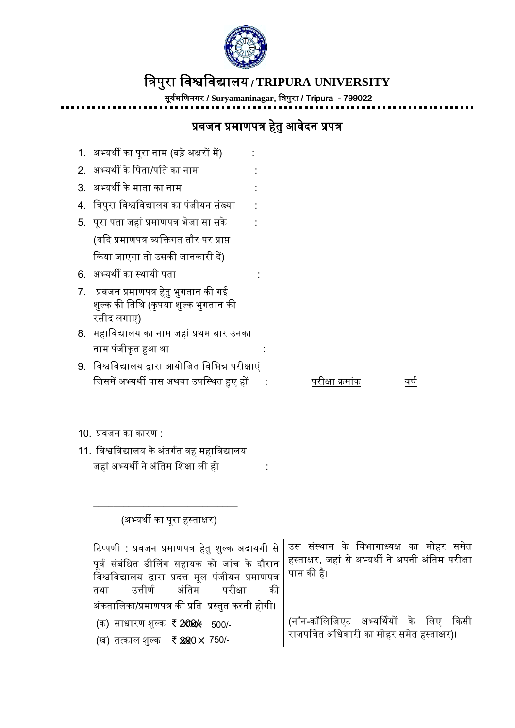# त्रिपुरा विश्वविद्यालय / TRIPURA UNIVERSITY

**सूर्यमणिनगर / Suryamaninagar, त्रिपुरा / Tripura - 799022**

## प्रवजन प्रमाणपत्र हेतु आवेदन प्रपत्र

1. अभ्यर्थी का पूरा नाम (बड़े अक्षरों में) :
2. अभ्यर्थी के पिता/पति का नाम :
3. अभ्यर्थी के माता का नाम :
4. त्रिपुरा विश्वविद्यालय का पंजीयन संख्या :
5. पूरा पता जहां प्रमाणपत्र भेजा सा सके :
   (यदि प्रमाणपत्र व्यक्तिगत तौर पर प्राप्त किया जाएगा तो उसकी जानकारी दें)
6. अभ्यर्थी का स्थायी पता :
7. प्रवजन प्रमाणपत्र हेतु भुगतान की गई शुल्क की तिथि (कृपया शुल्क भुगतान की रसीद लगाएं)
8. महाविद्यालय का नाम जहां प्रथम बार उनका नाम पंजीकृत हुआ था :
9. विश्वविद्यालय द्वारा आयोजित विभिन्न परीक्षाएं जिसमें अभ्यर्थी पास अथवा उपस्थित हुए हों : परीक्षा क्रमांक वर्ष
10. प्रवजन का कारण :
11. विश्वविद्यालय के अंतर्गत वह महाविद्यालय जहां अभ्यर्थी ने अंतिम शिक्षा ली हो :

\_\_\_\_\_\_\_\_\_\_\_\_\_\_\_\_\_\_\_\_\_\_\_\_\_\_\_\_

(अभ्यर्थी का पूरा हस्ताक्षर)

| | |
|---|---|
| टिप्पणी : प्रवजन प्रमाणपत्र हेतु शुल्क अदायगी से पूर्व संबंधित डीलिंग सहायक को जांच के दौरान विश्वविद्यालय द्वारा प्रदत्त मूल पंजीयन प्रमाणपत्र तथा उत्तीर्ण अंतिम परीक्षा की अंकतालिका/प्रमाणपत्र की प्रति प्रस्तुत करनी होगी। | उस संस्थान के विभागाध्यक्ष का मोहर समेत हस्ताक्षर, जहां से अभ्यर्थी ने अपनी अंतिम परीक्षा पास की है। |
| (क) साधारण शुल्क ₹ ~~200/-~~ 500/-<br>(ख) तत्काल शुल्क ₹ ~~300~~ 750/- | (नॉन-कॉलिजिएट अभ्यर्थियों के लिए किसी राजपत्रित अधिकारी का मोहर समेत हस्ताक्षर)। |